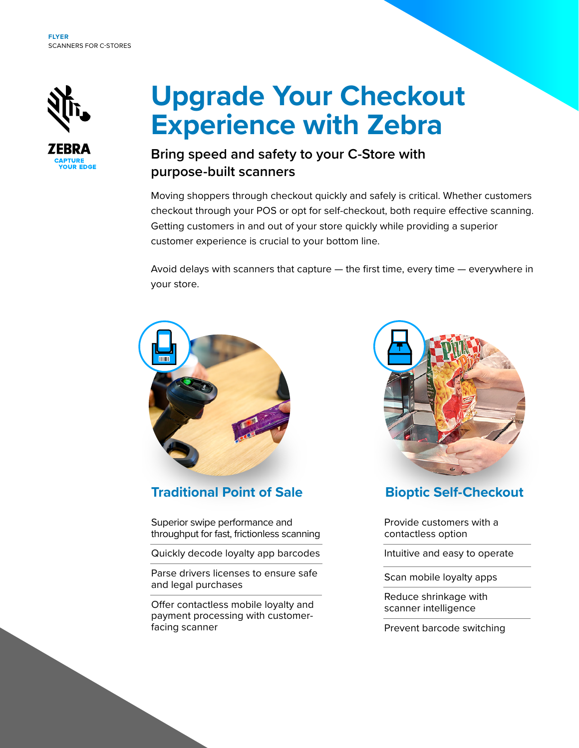FLYER
SCANNERS FOR C-STORES

ZEBRA
CAPTURE YOUR EDGE

# Upgrade Your Checkout Experience with Zebra

## Bring speed and safety to your C-Store with purpose-built scanners

Moving shoppers through checkout quickly and safely is critical. Whether customers checkout through your POS or opt for self-checkout, both require effective scanning. Getting customers in and out of your store quickly while providing a superior customer experience is crucial to your bottom line.

Avoid delays with scanners that capture — the first time, every time — everywhere in your store.

### Traditional Point of Sale

- Superior swipe performance and throughput for fast, frictionless scanning
- Quickly decode loyalty app barcodes
- Parse drivers licenses to ensure safe and legal purchases
- Offer contactless mobile loyalty and payment processing with customer-facing scanner

### Bioptic Self-Checkout

- Provide customers with a contactless option
- Intuitive and easy to operate
- Scan mobile loyalty apps
- Reduce shrinkage with scanner intelligence
- Prevent barcode switching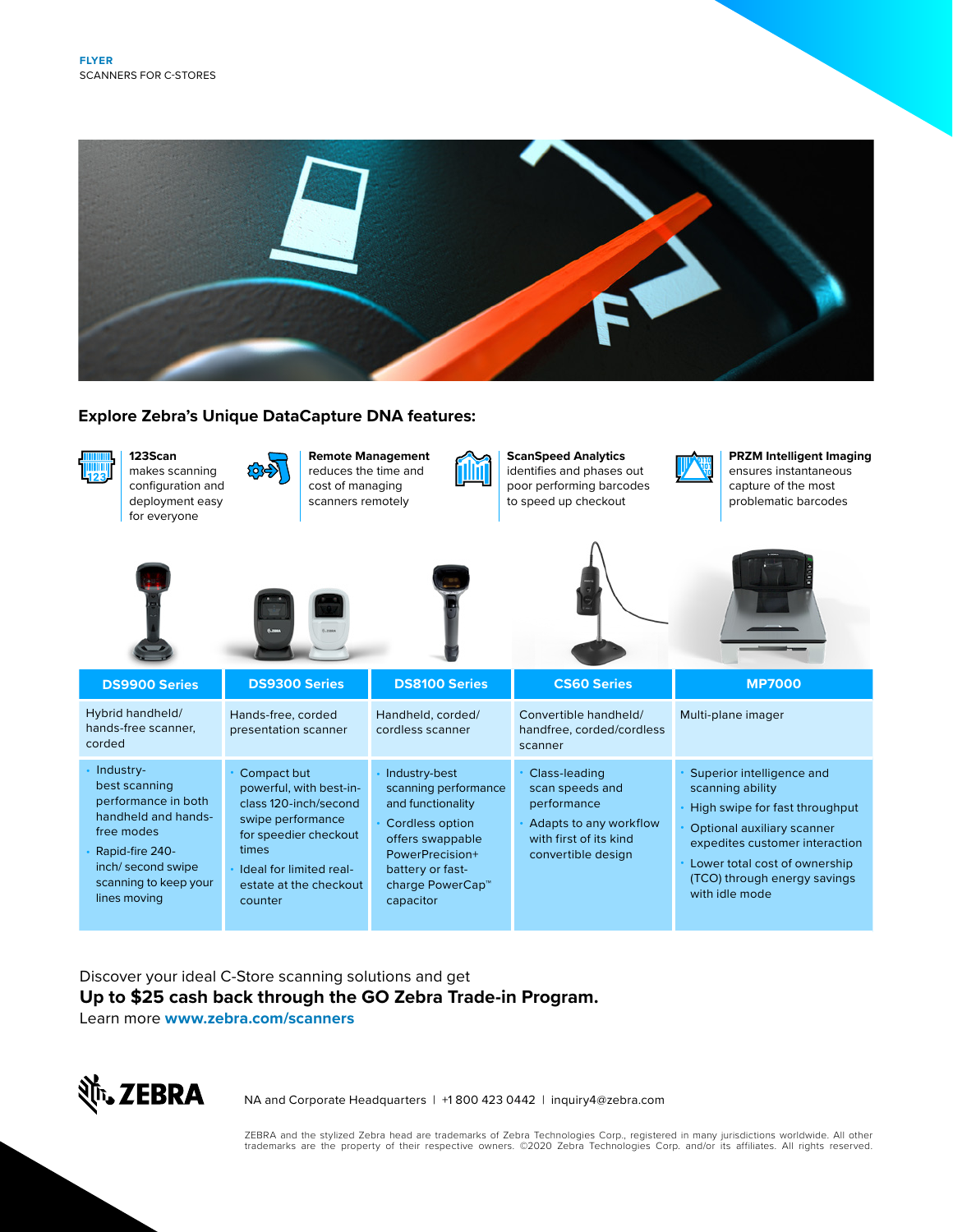**FLYER**
SCANNERS FOR C-STORES

## Explore Zebra's Unique DataCapture DNA features:

**123Scan** makes scanning configuration and deployment easy for everyone

**Remote Management** reduces the time and cost of managing scanners remotely

**ScanSpeed Analytics** identifies and phases out poor performing barcodes to speed up checkout

**PRZM Intelligent Imaging** ensures instantaneous capture of the most problematic barcodes

| DS9900 Series | DS9300 Series | DS8100 Series | CS60 Series | MP7000 |
|---|---|---|---|---|
| Hybrid handheld/ hands-free scanner, corded | Hands-free, corded presentation scanner | Handheld, corded/ cordless scanner | Convertible handheld/ handfree, corded/cordless scanner | Multi-plane imager |
| • Industry-best scanning performance in both handheld and hands-free modes<br>• Rapid-fire 240-inch/ second swipe scanning to keep your lines moving | • Compact but powerful, with best-in-class 120-inch/second swipe performance for speedier checkout times<br>• Ideal for limited real-estate at the checkout counter | • Industry-best scanning performance and functionality<br>• Cordless option offers swappable PowerPrecision+ battery or fast-charge PowerCap™ capacitor | • Class-leading scan speeds and performance<br>• Adapts to any workflow with first of its kind convertible design | • Superior intelligence and scanning ability<br>• High swipe for fast throughput<br>• Optional auxiliary scanner expedites customer interaction<br>• Lower total cost of ownership (TCO) through energy savings with idle mode |

Discover your ideal C-Store scanning solutions and get
**Up to $25 cash back through the GO Zebra Trade-in Program.**
Learn more **www.zebra.com/scanners**

ZEBRA

NA and Corporate Headquarters | +1 800 423 0442 | inquiry4@zebra.com

ZEBRA and the stylized Zebra head are trademarks of Zebra Technologies Corp., registered in many jurisdictions worldwide. All other trademarks are the property of their respective owners. ©2020 Zebra Technologies Corp. and/or its affiliates. All rights reserved.